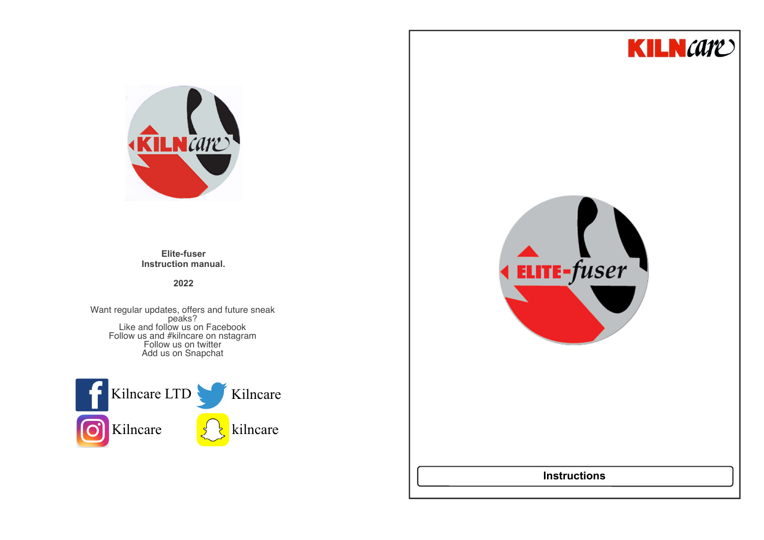**Elite-fuser**
**Instruction manual.**

**2022**

Want regular updates, offers and future sneak peaks?
Like and follow us on Facebook
Follow us and #kilncare on nstagram
Follow us on twitter
Add us on Snapchat

Kilncare LTD

Kilncare

Kilncare

kilncare

KILNcare

ELITE-fuser

**Instructions**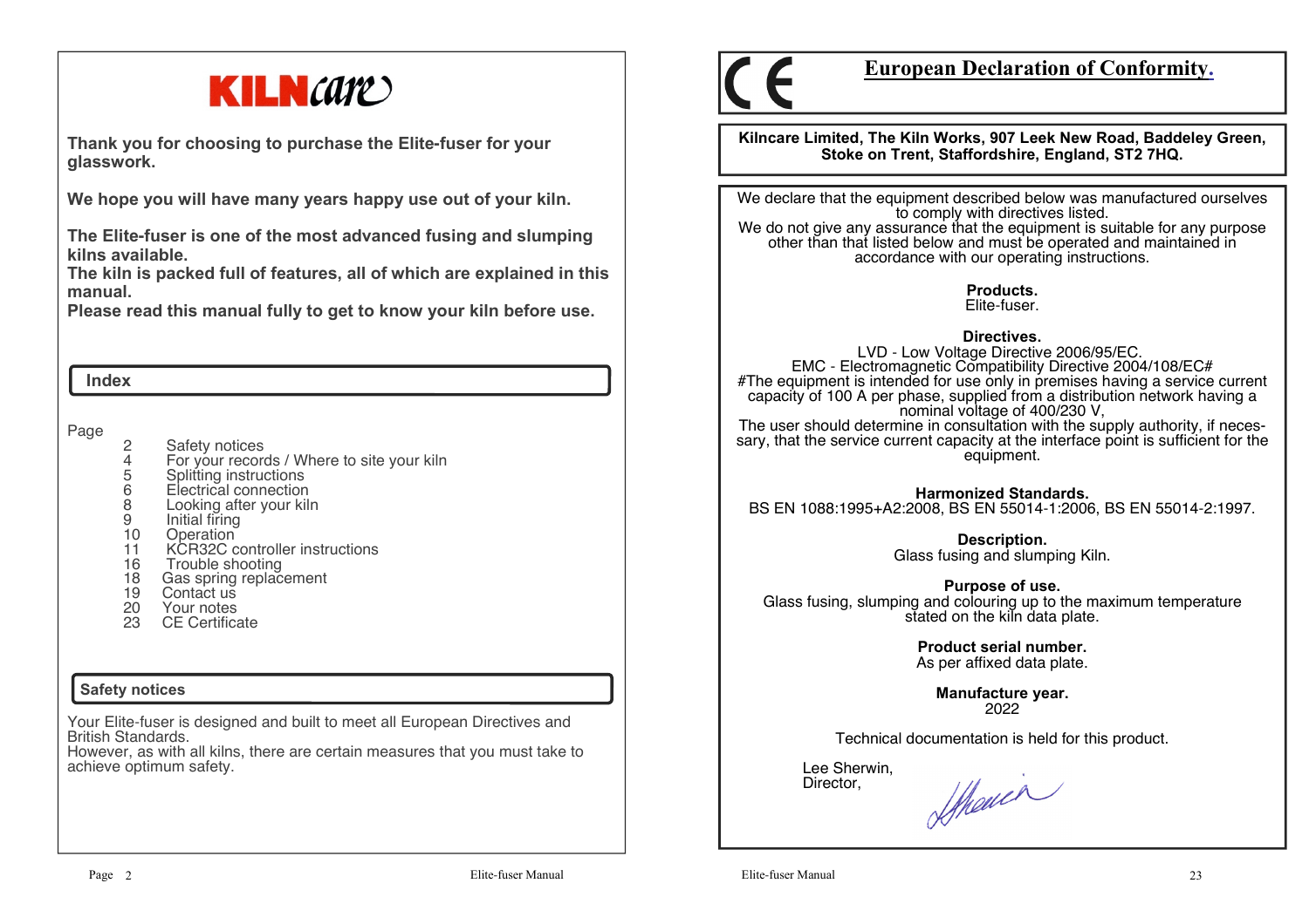# KILNcare

**Thank you for choosing to purchase the Elite-fuser for your glasswork.**

**We hope you will have many years happy use out of your kiln.**

**The Elite-fuser is one of the most advanced fusing and slumping kilns available.**
**The kiln is packed full of features, all of which are explained in this manual.**
**Please read this manual fully to get to know your kiln before use.**

## Index

| Page | |
|---|---|
| 2 | Safety notices |
| 4 | For your records / Where to site your kiln |
| 5 | Splitting instructions |
| 6 | Electrical connection |
| 8 | Looking after your kiln |
| 9 | Initial firing |
| 10 | Operation |
| 11 | KCR32C controller instructions |
| 16 | Trouble shooting |
| 18 | Gas spring replacement |
| 19 | Contact us |
| 20 | Your notes |
| 23 | CE Certificate |

## Safety notices

Your Elite-fuser is designed and built to meet all European Directives and British Standards.
However, as with all kilns, there are certain measures that you must take to achieve optimum safety.

# CE European Declaration of Conformity.

**Kilncare Limited, The Kiln Works, 907 Leek New Road, Baddeley Green, Stoke on Trent, Staffordshire, England, ST2 7HQ.**

We declare that the equipment described below was manufactured ourselves to comply with directives listed.
We do not give any assurance that the equipment is suitable for any purpose other than that listed below and must be operated and maintained in accordance with our operating instructions.

**Products.**
Elite-fuser.

**Directives.**
LVD - Low Voltage Directive 2006/95/EC.
EMC - Electromagnetic Compatibility Directive 2004/108/EC#
#The equipment is intended for use only in premises having a service current capacity of 100 A per phase, supplied from a distribution network having a nominal voltage of 400/230 V,
The user should determine in consultation with the supply authority, if necessary, that the service current capacity at the interface point is sufficient for the equipment.

**Harmonized Standards.**
BS EN 1088:1995+A2:2008, BS EN 55014-1:2006, BS EN 55014-2:1997.

**Description.**
Glass fusing and slumping Kiln.

**Purpose of use.**
Glass fusing, slumping and colouring up to the maximum temperature stated on the kiln data plate.

**Product serial number.**
As per affixed data plate.

**Manufacture year.**
2022

Technical documentation is held for this product.

Lee Sherwin,
Director,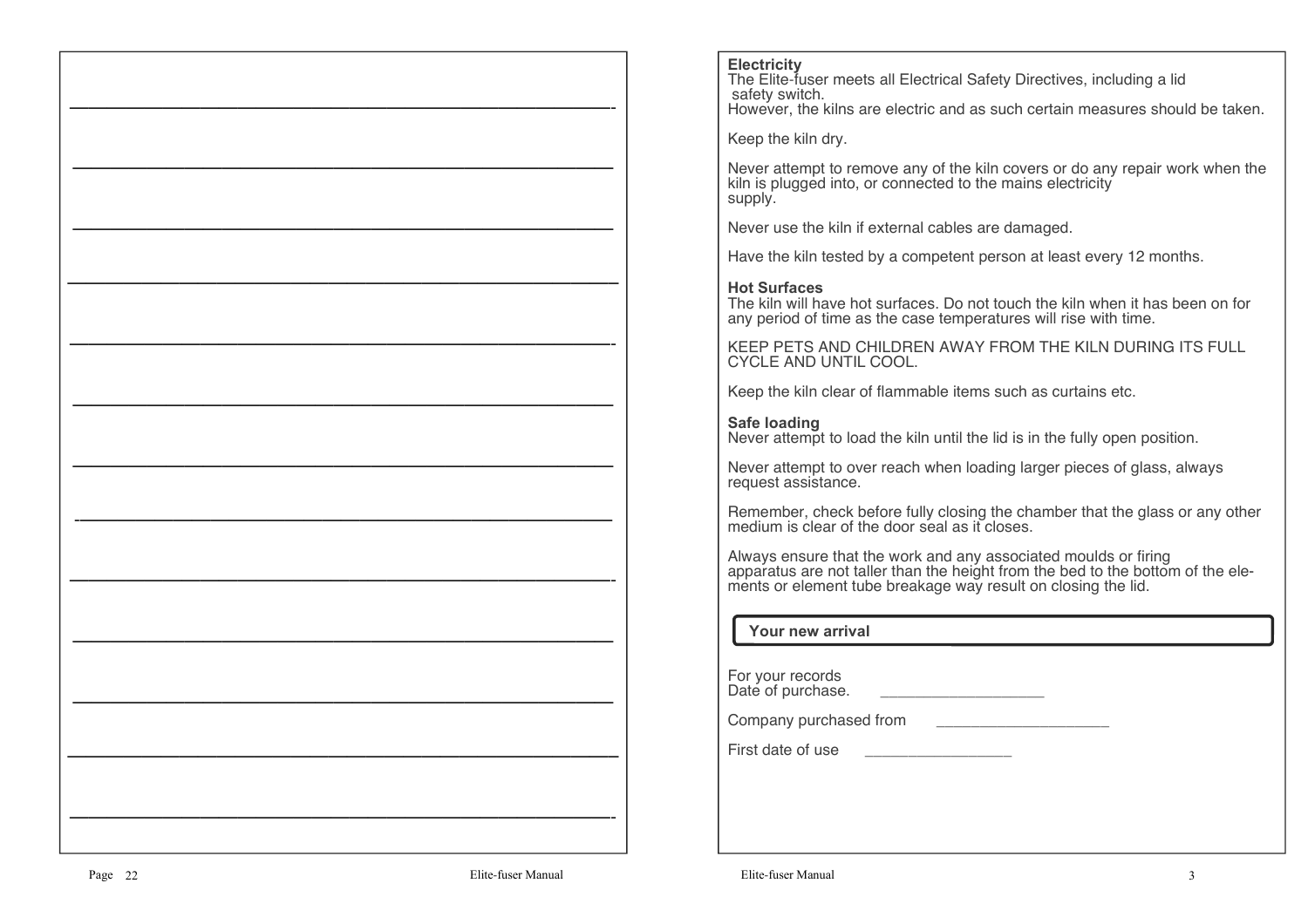**Electricity**
The Elite-fuser meets all Electrical Safety Directives, including a lid safety switch.
However, the kilns are electric and as such certain measures should be taken.

Keep the kiln dry.

Never attempt to remove any of the kiln covers or do any repair work when the kiln is plugged into, or connected to the mains electricity supply.

Never use the kiln if external cables are damaged.

Have the kiln tested by a competent person at least every 12 months.

**Hot Surfaces**
The kiln will have hot surfaces. Do not touch the kiln when it has been on for any period of time as the case temperatures will rise with time.

KEEP PETS AND CHILDREN AWAY FROM THE KILN DURING ITS FULL CYCLE AND UNTIL COOL.

Keep the kiln clear of flammable items such as curtains etc.

**Safe loading**
Never attempt to load the kiln until the lid is in the fully open position.

Never attempt to over reach when loading larger pieces of glass, always request assistance.

Remember, check before fully closing the chamber that the glass or any other medium is clear of the door seal as it closes.

Always ensure that the work and any associated moulds or firing apparatus are not taller than the height from the bed to the bottom of the elements or element tube breakage way result on closing the lid.

## Your new arrival

For your records
Date of purchase. ___________________

Company purchased from ___________________

First date of use _________________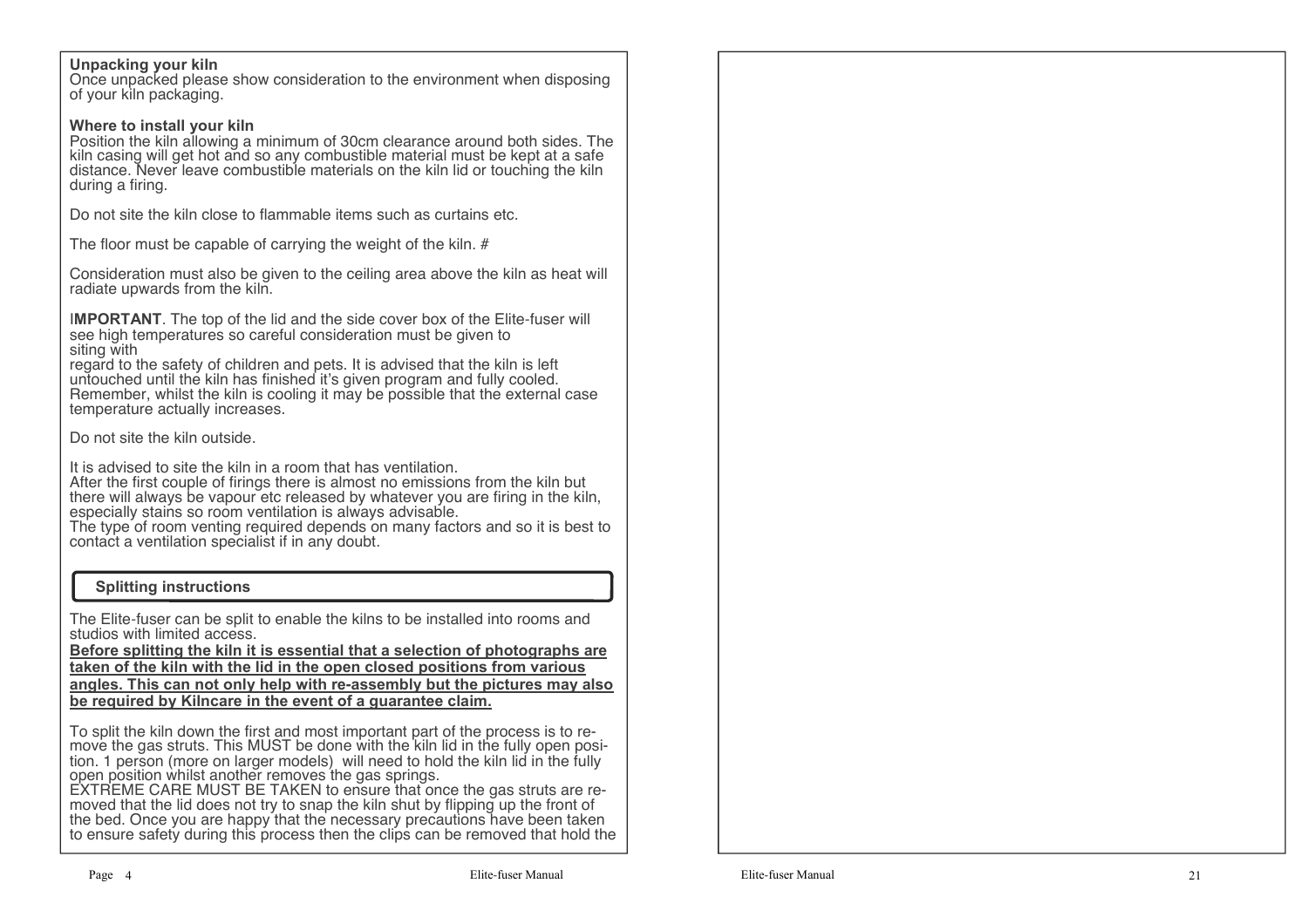**Unpacking your kiln**
Once unpacked please show consideration to the environment when disposing of your kiln packaging.

**Where to install your kiln**
Position the kiln allowing a minimum of 30cm clearance around both sides. The kiln casing will get hot and so any combustible material must be kept at a safe distance. Never leave combustible materials on the kiln lid or touching the kiln during a firing.

Do not site the kiln close to flammable items such as curtains etc.

The floor must be capable of carrying the weight of the kiln. #

Consideration must also be given to the ceiling area above the kiln as heat will radiate upwards from the kiln.

I**MPORTANT**. The top of the lid and the side cover box of the Elite-fuser will see high temperatures so careful consideration must be given to siting with regard to the safety of children and pets. It is advised that the kiln is left untouched until the kiln has finished it's given program and fully cooled. Remember, whilst the kiln is cooling it may be possible that the external case temperature actually increases.

Do not site the kiln outside.

It is advised to site the kiln in a room that has ventilation.
After the first couple of firings there is almost no emissions from the kiln but there will always be vapour etc released by whatever you are firing in the kiln, especially stains so room ventilation is always advisable.
The type of room venting required depends on many factors and so it is best to contact a ventilation specialist if in any doubt.

## Splitting instructions

The Elite-fuser can be split to enable the kilns to be installed into rooms and studios with limited access.
**Before splitting the kiln it is essential that a selection of photographs are taken of the kiln with the lid in the open closed positions from various angles. This can not only help with re-assembly but the pictures may also be required by Kilncare in the event of a guarantee claim.**

To split the kiln down the first and most important part of the process is to remove the gas struts. This MUST be done with the kiln lid in the fully open position. 1 person (more on larger models) will need to hold the kiln lid in the fully open position whilst another removes the gas springs.
EXTREME CARE MUST BE TAKEN to ensure that once the gas struts are removed that the lid does not try to snap the kiln shut by flipping up the front of the bed. Once you are happy that the necessary precautions have been taken to ensure safety during this process then the clips can be removed that hold the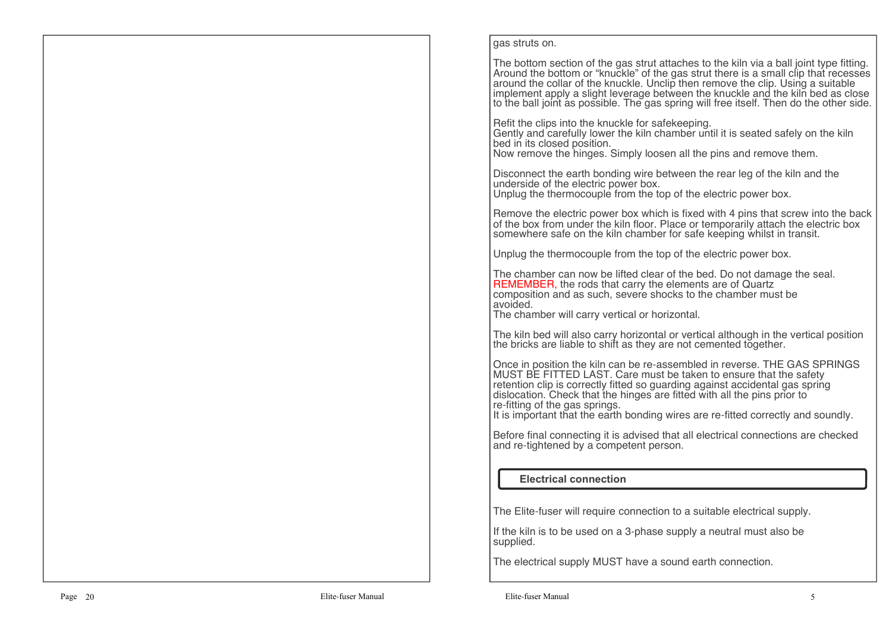gas struts on.

The bottom section of the gas strut attaches to the kiln via a ball joint type fitting. Around the bottom or “knuckle” of the gas strut there is a small clip that recesses around the collar of the knuckle. Unclip then remove the clip. Using a suitable implement apply a slight leverage between the knuckle and the kiln bed as close to the ball joint as possible. The gas spring will free itself. Then do the other side.

Refit the clips into the knuckle for safekeeping.
Gently and carefully lower the kiln chamber until it is seated safely on the kiln bed in its closed position.
Now remove the hinges. Simply loosen all the pins and remove them.

Disconnect the earth bonding wire between the rear leg of the kiln and the underside of the electric power box.
Unplug the thermocouple from the top of the electric power box.

Remove the electric power box which is fixed with 4 pins that screw into the back of the box from under the kiln floor. Place or temporarily attach the electric box somewhere safe on the kiln chamber for safe keeping whilst in transit.

Unplug the thermocouple from the top of the electric power box.

The chamber can now be lifted clear of the bed. Do not damage the seal.
REMEMBER, the rods that carry the elements are of Quartz composition and as such, severe shocks to the chamber must be avoided.
The chamber will carry vertical or horizontal.

The kiln bed will also carry horizontal or vertical although in the vertical position the bricks are liable to shift as they are not cemented together.

Once in position the kiln can be re-assembled in reverse. THE GAS SPRINGS MUST BE FITTED LAST. Care must be taken to ensure that the safety retention clip is correctly fitted so guarding against accidental gas spring dislocation. Check that the hinges are fitted with all the pins prior to re-fitting of the gas springs.
It is important that the earth bonding wires are re-fitted correctly and soundly.

Before final connecting it is advised that all electrical connections are checked and re-tightened by a competent person.

## Electrical connection

The Elite-fuser will require connection to a suitable electrical supply.

If the kiln is to be used on a 3-phase supply a neutral must also be supplied.

The electrical supply MUST have a sound earth connection.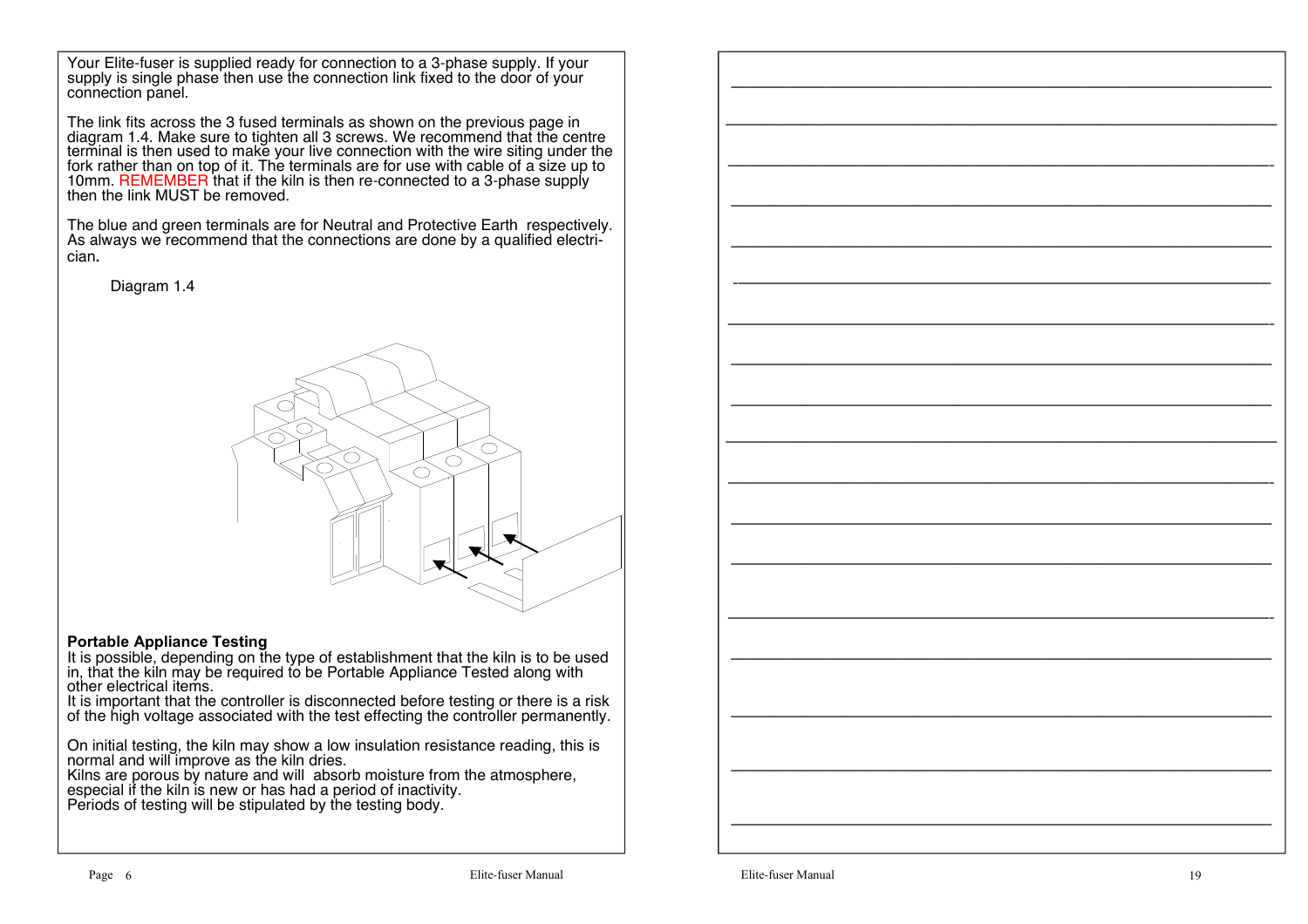Your Elite-fuser is supplied ready for connection to a 3-phase supply. If your supply is single phase then use the connection link fixed to the door of your connection panel.

The link fits across the 3 fused terminals as shown on the previous page in diagram 1.4. Make sure to tighten all 3 screws. We recommend that the centre terminal is then used to make your live connection with the wire siting under the fork rather than on top of it. The terminals are for use with cable of a size up to 10mm. REMEMBER that if the kiln is then re-connected to a 3-phase supply then the link MUST be removed.

The blue and green terminals are for Neutral and Protective Earth respectively. As always we recommend that the connections are done by a qualified electrician**.**

Diagram 1.4

**Portable Appliance Testing**

It is possible, depending on the type of establishment that the kiln is to be used in, that the kiln may be required to be Portable Appliance Tested along with other electrical items.

It is important that the controller is disconnected before testing or there is a risk of the high voltage associated with the test effecting the controller permanently.

On initial testing, the kiln may show a low insulation resistance reading, this is normal and will improve as the kiln dries.

Kilns are porous by nature and will absorb moisture from the atmosphere, especial if the kiln is new or has had a period of inactivity.

Periods of testing will be stipulated by the testing body.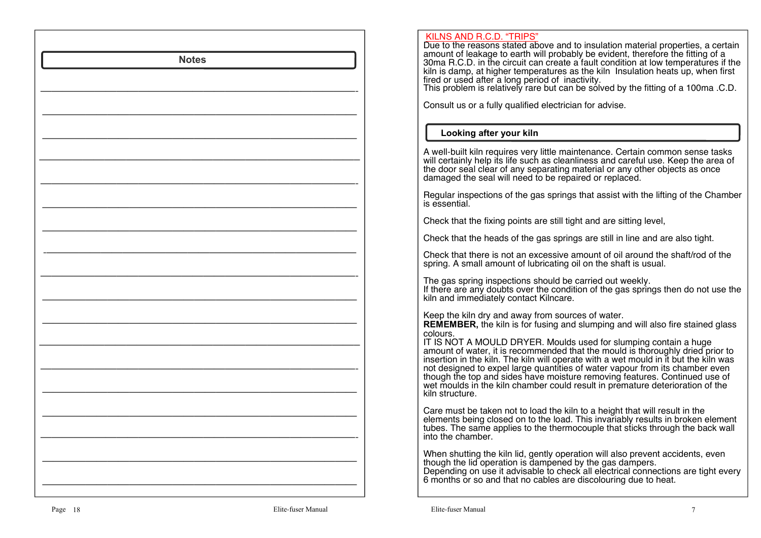## Notes

## KILNS AND R.C.D. "TRIPS"

Due to the reasons stated above and to insulation material properties, a certain amount of leakage to earth will probably be evident, therefore the fitting of a 30ma R.C.D. in the circuit can create a fault condition at low temperatures if the kiln is damp, at higher temperatures as the kiln Insulation heats up, when first fired or used after a long period of inactivity.
This problem is relatively rare but can be solved by the fitting of a 100ma .C.D.

Consult us or a fully qualified electrician for advise.

## Looking after your kiln

A well-built kiln requires very little maintenance. Certain common sense tasks will certainly help its life such as cleanliness and careful use. Keep the area of the door seal clear of any separating material or any other objects as once damaged the seal will need to be repaired or replaced.

Regular inspections of the gas springs that assist with the lifting of the Chamber is essential.

Check that the fixing points are still tight and are sitting level,

Check that the heads of the gas springs are still in line and are also tight.

Check that there is not an excessive amount of oil around the shaft/rod of the spring. A small amount of lubricating oil on the shaft is usual.

The gas spring inspections should be carried out weekly.
If there are any doubts over the condition of the gas springs then do not use the kiln and immediately contact Kilncare.

Keep the kiln dry and away from sources of water.
**REMEMBER,** the kiln is for fusing and slumping and will also fire stained glass colours.
IT IS NOT A MOULD DRYER. Moulds used for slumping contain a huge amount of water, it is recommended that the mould is thoroughly dried prior to insertion in the kiln. The kiln will operate with a wet mould in it but the kiln was not designed to expel large quantities of water vapour from its chamber even though the top and sides have moisture removing features. Continued use of wet moulds in the kiln chamber could result in premature deterioration of the kiln structure.

Care must be taken not to load the kiln to a height that will result in the elements being closed on to the load. This invariably results in broken element tubes. The same applies to the thermocouple that sticks through the back wall into the chamber.

When shutting the kiln lid, gently operation will also prevent accidents, even though the lid operation is dampened by the gas dampers.
Depending on use it advisable to check all electrical connections are tight every 6 months or so and that no cables are discolouring due to heat.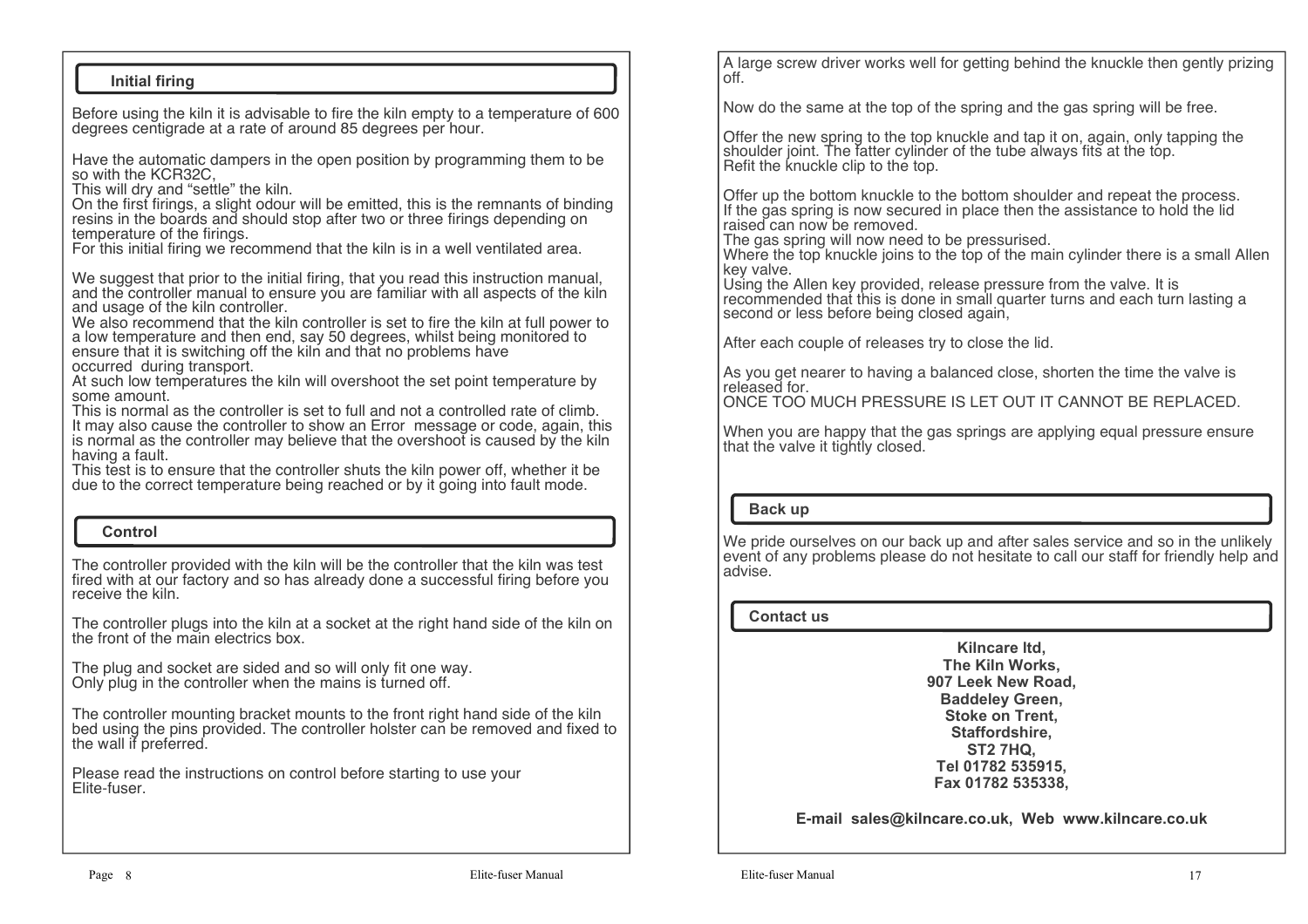## Initial firing

Before using the kiln it is advisable to fire the kiln empty to a temperature of 600 degrees centigrade at a rate of around 85 degrees per hour.

Have the automatic dampers in the open position by programming them to be so with the KCR32C,
This will dry and "settle" the kiln.
On the first firings, a slight odour will be emitted, this is the remnants of binding resins in the boards and should stop after two or three firings depending on temperature of the firings.
For this initial firing we recommend that the kiln is in a well ventilated area.

We suggest that prior to the initial firing, that you read this instruction manual, and the controller manual to ensure you are familiar with all aspects of the kiln and usage of the kiln controller.
We also recommend that the kiln controller is set to fire the kiln at full power to a low temperature and then end, say 50 degrees, whilst being monitored to ensure that it is switching off the kiln and that no problems have occurred during transport.
At such low temperatures the kiln will overshoot the set point temperature by some amount.
This is normal as the controller is set to full and not a controlled rate of climb.
It may also cause the controller to show an Error message or code, again, this is normal as the controller may believe that the overshoot is caused by the kiln having a fault.
This test is to ensure that the controller shuts the kiln power off, whether it be due to the correct temperature being reached or by it going into fault mode.

## Control

The controller provided with the kiln will be the controller that the kiln was test fired with at our factory and so has already done a successful firing before you receive the kiln.

The controller plugs into the kiln at a socket at the right hand side of the kiln on the front of the main electrics box.

The plug and socket are sided and so will only fit one way.
Only plug in the controller when the mains is turned off.

The controller mounting bracket mounts to the front right hand side of the kiln bed using the pins provided. The controller holster can be removed and fixed to the wall if preferred.

Please read the instructions on control before starting to use your Elite-fuser.

A large screw driver works well for getting behind the knuckle then gently prizing off.

Now do the same at the top of the spring and the gas spring will be free.

Offer the new spring to the top knuckle and tap it on, again, only tapping the shoulder joint. The fatter cylinder of the tube always fits at the top.
Refit the knuckle clip to the top.

Offer up the bottom knuckle to the bottom shoulder and repeat the process.
If the gas spring is now secured in place then the assistance to hold the lid raised can now be removed.
The gas spring will now need to be pressurised.
Where the top knuckle joins to the top of the main cylinder there is a small Allen key valve.
Using the Allen key provided, release pressure from the valve. It is recommended that this is done in small quarter turns and each turn lasting a second or less before being closed again,

After each couple of releases try to close the lid.

As you get nearer to having a balanced close, shorten the time the valve is released for.
ONCE TOO MUCH PRESSURE IS LET OUT IT CANNOT BE REPLACED.

When you are happy that the gas springs are applying equal pressure ensure that the valve it tightly closed.

## Back up

We pride ourselves on our back up and after sales service and so in the unlikely event of any problems please do not hesitate to call our staff for friendly help and advise.

## Contact us

**Kilncare ltd,**
**The Kiln Works,**
**907 Leek New Road,**
**Baddeley Green,**
**Stoke on Trent,**
**Staffordshire,**
**ST2 7HQ,**
**Tel 01782 535915,**
**Fax 01782 535338,**

**E-mail sales@kilncare.co.uk, Web www.kilncare.co.uk**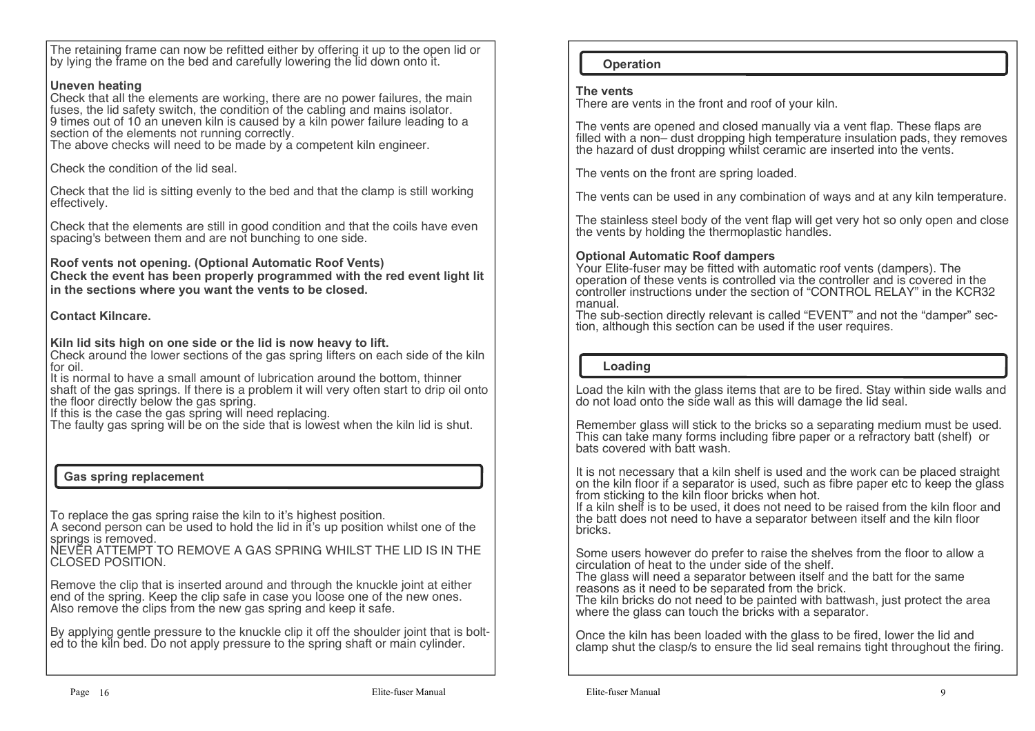The retaining frame can now be refitted either by offering it up to the open lid or by lying the frame on the bed and carefully lowering the lid down onto it.

**Uneven heating**
Check that all the elements are working, there are no power failures, the main fuses, the lid safety switch, the condition of the cabling and mains isolator.
9 times out of 10 an uneven kiln is caused by a kiln power failure leading to a section of the elements not running correctly.
The above checks will need to be made by a competent kiln engineer.

Check the condition of the lid seal.

Check that the lid is sitting evenly to the bed and that the clamp is still working effectively.

Check that the elements are still in good condition and that the coils have even spacing's between them and are not bunching to one side.

**Roof vents not opening. (Optional Automatic Roof Vents)**
**Check the event has been properly programmed with the red event light lit in the sections where you want the vents to be closed.**

**Contact Kilncare.**

**Kiln lid sits high on one side or the lid is now heavy to lift.**
Check around the lower sections of the gas spring lifters on each side of the kiln for oil.
It is normal to have a small amount of lubrication around the bottom, thinner shaft of the gas springs. If there is a problem it will very often start to drip oil onto the floor directly below the gas spring.
If this is the case the gas spring will need replacing.
The faulty gas spring will be on the side that is lowest when the kiln lid is shut.

## Gas spring replacement

To replace the gas spring raise the kiln to it's highest position.
A second person can be used to hold the lid in it's up position whilst one of the springs is removed.
NEVER ATTEMPT TO REMOVE A GAS SPRING WHILST THE LID IS IN THE CLOSED POSITION.

Remove the clip that is inserted around and through the knuckle joint at either end of the spring. Keep the clip safe in case you loose one of the new ones. Also remove the clips from the new gas spring and keep it safe.

By applying gentle pressure to the knuckle clip it off the shoulder joint that is bolted to the kiln bed. Do not apply pressure to the spring shaft or main cylinder.

## Operation

**The vents**
There are vents in the front and roof of your kiln.

The vents are opened and closed manually via a vent flap. These flaps are filled with a non– dust dropping high temperature insulation pads, they removes the hazard of dust dropping whilst ceramic are inserted into the vents.

The vents on the front are spring loaded.

The vents can be used in any combination of ways and at any kiln temperature.

The stainless steel body of the vent flap will get very hot so only open and close the vents by holding the thermoplastic handles.

**Optional Automatic Roof dampers**
Your Elite-fuser may be fitted with automatic roof vents (dampers). The operation of these vents is controlled via the controller and is covered in the controller instructions under the section of "CONTROL RELAY" in the KCR32 manual.
The sub-section directly relevant is called "EVENT" and not the "damper" section, although this section can be used if the user requires.

## Loading

Load the kiln with the glass items that are to be fired. Stay within side walls and do not load onto the side wall as this will damage the lid seal.

Remember glass will stick to the bricks so a separating medium must be used. This can take many forms including fibre paper or a refractory batt (shelf) or bats covered with batt wash.

It is not necessary that a kiln shelf is used and the work can be placed straight on the kiln floor if a separator is used, such as fibre paper etc to keep the glass from sticking to the kiln floor bricks when hot.
If a kiln shelf is to be used, it does not need to be raised from the kiln floor and the batt does not need to have a separator between itself and the kiln floor bricks.

Some users however do prefer to raise the shelves from the floor to allow a circulation of heat to the under side of the shelf.
The glass will need a separator between itself and the batt for the same reasons as it need to be separated from the brick.
The kiln bricks do not need to be painted with battwash, just protect the area where the glass can touch the bricks with a separator.

Once the kiln has been loaded with the glass to be fired, lower the lid and clamp shut the clasp/s to ensure the lid seal remains tight throughout the firing.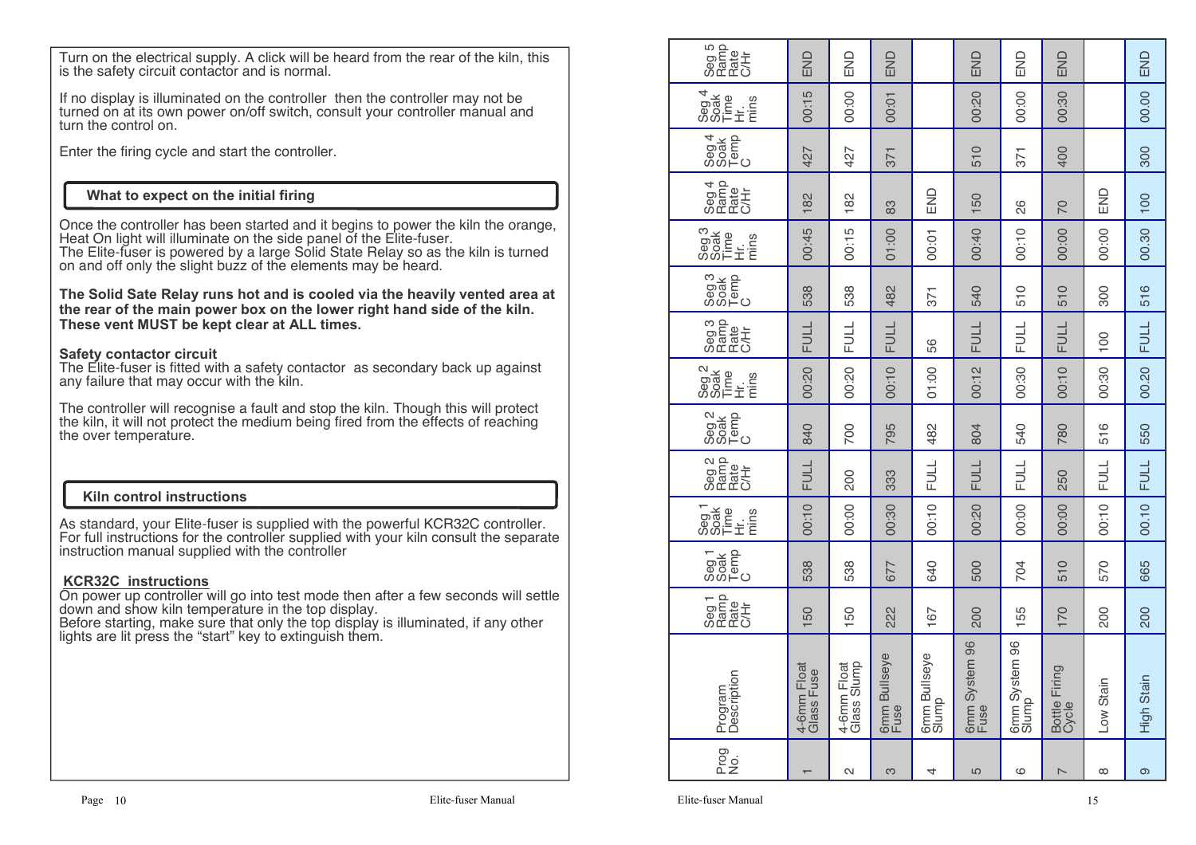Turn on the electrical supply. A click will be heard from the rear of the kiln, this is the safety circuit contactor and is normal.

If no display is illuminated on the controller then the controller may not be turned on at its own power on/off switch, consult your controller manual and turn the control on.

Enter the firing cycle and start the controller.

## What to expect on the initial firing

Once the controller has been started and it begins to power the kiln the orange, Heat On light will illuminate on the side panel of the Elite-fuser.
The Elite-fuser is powered by a large Solid State Relay so as the kiln is turned on and off only the slight buzz of the elements may be heard.

**The Solid Sate Relay runs hot and is cooled via the heavily vented area at the rear of the main power box on the lower right hand side of the kiln. These vent MUST be kept clear at ALL times.**

**Safety contactor circuit**
The Elite-fuser is fitted with a safety contactor as secondary back up against any failure that may occur with the kiln.

The controller will recognise a fault and stop the kiln. Though this will protect the kiln, it will not protect the medium being fired from the effects of reaching the over temperature.

## Kiln control instructions

As standard, your Elite-fuser is supplied with the powerful KCR32C controller. For full instructions for the controller supplied with your kiln consult the separate instruction manual supplied with the controller

**KCR32C instructions**
On power up controller will go into test mode then after a few seconds will settle down and show kiln temperature in the top display.
Before starting, make sure that only the top display is illuminated, if any other lights are lit press the “start” key to extinguish them.

| Prog No. | Program Description | Seg 1 Ramp Rate C/Hr | Seg 1 Soak Temp C | Seg 1 Soak Time Hr. mins | Seg 2 Ramp Rate C/Hr | Seg 2 Soak Temp C | Seg 2 Soak Time Hr. mins | Seg 3 Ramp Rate C/Hr | Seg 3 Soak Temp C | Seg 3 Soak Time Hr. mins | Seg 4 Ramp Rate C/Hr | Seg 4 Soak Temp C | Seg 4 Soak Time Hr. mins | Seg 5 Ramp Rate C/Hr |
|---|---|---|---|---|---|---|---|---|---|---|---|---|---|---|
| 1 | 4-6mm Float Glass Fuse | 150 | 538 | 00:10 | FULL | 840 | 00:20 | FULL | 538 | 00:45 | 182 | 427 | 00:15 | END |
| 2 | 4-6mm Float Glass Slump | 150 | 538 | 00:00 | 200 | 700 | 00:20 | FULL | 538 | 00:15 | 182 | 427 | 00:00 | END |
| 3 | 6mm Bullseye Fuse | 222 | 677 | 00:30 | 333 | 795 | 00:10 | FULL | 482 | 01:00 | 83 | 371 | 00:01 | END |
| 4 | 6mm Bullseye Slump | 167 | 640 | 00:10 | FULL | 482 | 01:00 | 56 | 371 | 00:01 | END | | | |
| 5 | 6mm System 96 Fuse | 200 | 500 | 00:20 | FULL | 804 | 00:12 | FULL | 540 | 00:40 | 150 | 510 | 00:20 | END |
| 6 | 6mm System 96 Slump | 155 | 704 | 00:00 | FULL | 540 | 00:30 | FULL | 510 | 00:10 | 26 | 371 | 00:00 | END |
| 7 | Bottle Firing Cycle | 170 | 510 | 00:00 | 250 | 780 | 00:10 | FULL | 510 | 00:00 | 70 | 400 | 00:30 | END |
| 8 | Low Stain | 200 | 570 | 00:10 | FULL | 516 | 00:30 | 100 | 300 | 00:00 | END | | | |
| 9 | High Stain | 200 | 665 | 00.10 | FULL | 550 | 00.20 | FULL | 516 | 00.30 | 100 | 300 | 00.00 | END |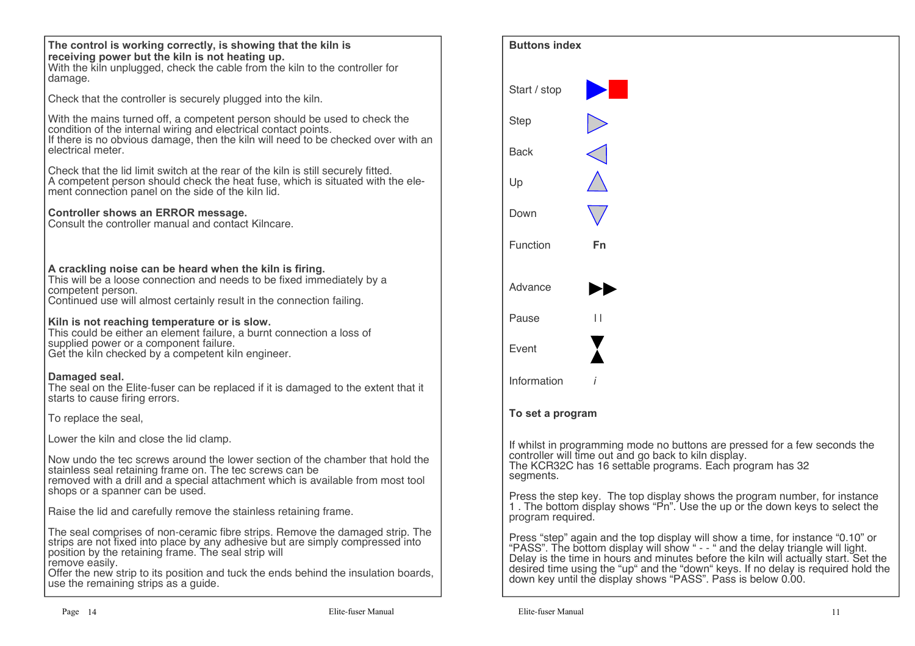**The control is working correctly, is showing that the kiln is receiving power but the kiln is not heating up.**
With the kiln unplugged, check the cable from the kiln to the controller for damage.

Check that the controller is securely plugged into the kiln.

With the mains turned off, a competent person should be used to check the condition of the internal wiring and electrical contact points.
If there is no obvious damage, then the kiln will need to be checked over with an electrical meter.

Check that the lid limit switch at the rear of the kiln is still securely fitted.
A competent person should check the heat fuse, which is situated with the element connection panel on the side of the kiln lid.

**Controller shows an ERROR message.**
Consult the controller manual and contact Kilncare.

**A crackling noise can be heard when the kiln is firing.**
This will be a loose connection and needs to be fixed immediately by a competent person.
Continued use will almost certainly result in the connection failing.

**Kiln is not reaching temperature or is slow.**
This could be either an element failure, a burnt connection a loss of supplied power or a component failure.
Get the kiln checked by a competent kiln engineer.

**Damaged seal.**
The seal on the Elite-fuser can be replaced if it is damaged to the extent that it starts to cause firing errors.

To replace the seal,

Lower the kiln and close the lid clamp.

Now undo the tec screws around the lower section of the chamber that hold the stainless seal retaining frame on. The tec screws can be removed with a drill and a special attachment which is available from most tool shops or a spanner can be used.

Raise the lid and carefully remove the stainless retaining frame.

The seal comprises of non-ceramic fibre strips. Remove the damaged strip. The strips are not fixed into place by any adhesive but are simply compressed into position by the retaining frame. The seal strip will remove easily.
Offer the new strip to its position and tuck the ends behind the insulation boards, use the remaining strips as a guide.

**Buttons index**

| Button | Symbol |
|---|---|
| Start / stop | ▶■ |
| Step | ▷ |
| Back | ◁ |
| Up | △ |
| Down | ▽ |
| Function | **Fn** |
| Advance | ▶▶ |
| Pause | I I |
| Event | ⧗ |
| Information | *i* |

**To set a program**

If whilst in programming mode no buttons are pressed for a few seconds the controller will time out and go back to kiln display.
The KCR32C has 16 settable programs. Each program has 32 segments.

Press the step key. The top display shows the program number, for instance 1 . The bottom display shows “Pn”. Use the up or the down keys to select the program required.

Press “step” again and the top display will show a time, for instance “0.10” or “PASS”. The bottom display will show “ - - “ and the delay triangle will light. Delay is the time in hours and minutes before the kiln will actually start. Set the desired time using the “up“ and the “down“ keys. If no delay is required hold the down key until the display shows “PASS”. Pass is below 0.00.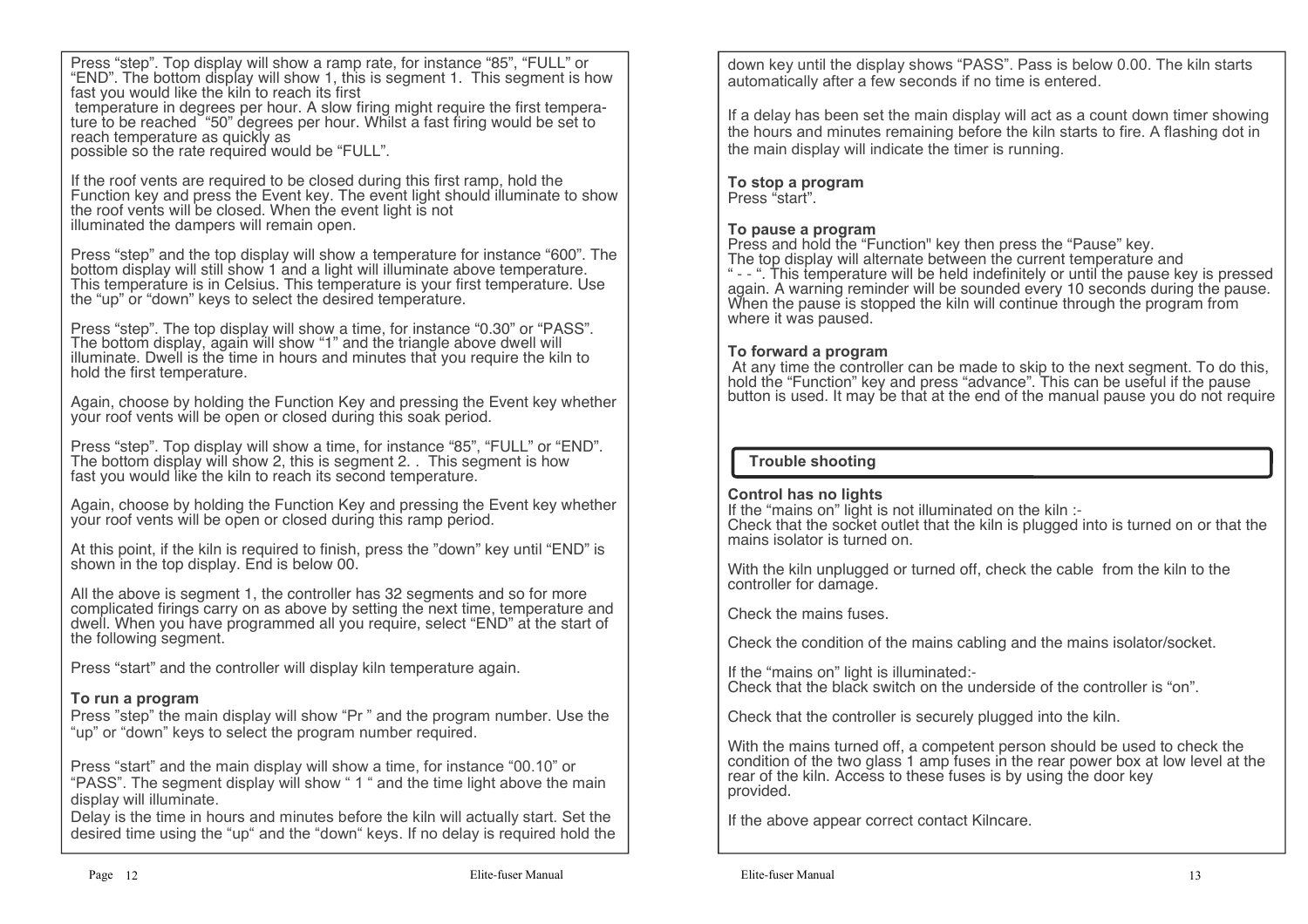Press "step". Top display will show a ramp rate, for instance "85", "FULL" or "END". The bottom display will show 1, this is segment 1. This segment is how fast you would like the kiln to reach its first temperature in degrees per hour. A slow firing might require the first temperature to be reached "50" degrees per hour. Whilst a fast firing would be set to reach temperature as quickly as possible so the rate required would be "FULL".

If the roof vents are required to be closed during this first ramp, hold the Function key and press the Event key. The event light should illuminate to show the roof vents will be closed. When the event light is not illuminated the dampers will remain open.

Press "step" and the top display will show a temperature for instance "600". The bottom display will still show 1 and a light will illuminate above temperature. This temperature is in Celsius. This temperature is your first temperature. Use the "up" or "down" keys to select the desired temperature.

Press "step". The top display will show a time, for instance "0.30" or "PASS". The bottom display, again will show "1" and the triangle above dwell will illuminate. Dwell is the time in hours and minutes that you require the kiln to hold the first temperature.

Again, choose by holding the Function Key and pressing the Event key whether your roof vents will be open or closed during this soak period.

Press "step". Top display will show a time, for instance "85", "FULL" or "END". The bottom display will show 2, this is segment 2. . This segment is how fast you would like the kiln to reach its second temperature.

Again, choose by holding the Function Key and pressing the Event key whether your roof vents will be open or closed during this ramp period.

At this point, if the kiln is required to finish, press the "down" key until "END" is shown in the top display. End is below 00.

All the above is segment 1, the controller has 32 segments and so for more complicated firings carry on as above by setting the next time, temperature and dwell. When you have programmed all you require, select "END" at the start of the following segment.

Press "start" and the controller will display kiln temperature again.

**To run a program**
Press "step" the main display will show "Pr " and the program number. Use the "up" or "down" keys to select the program number required.

Press "start" and the main display will show a time, for instance "00.10" or "PASS". The segment display will show " 1 " and the time light above the main display will illuminate.
Delay is the time in hours and minutes before the kiln will actually start. Set the desired time using the "up" and the "down" keys. If no delay is required hold the down key until the display shows "PASS". Pass is below 0.00. The kiln starts automatically after a few seconds if no time is entered.

If a delay has been set the main display will act as a count down timer showing the hours and minutes remaining before the kiln starts to fire. A flashing dot in the main display will indicate the timer is running.

**To stop a program**
Press "start".

**To pause a program**
Press and hold the "Function" key then press the "Pause" key.
The top display will alternate between the current temperature and " - - ". This temperature will be held indefinitely or until the pause key is pressed again. A warning reminder will be sounded every 10 seconds during the pause. When the pause is stopped the kiln will continue through the program from where it was paused.

**To forward a program**
At any time the controller can be made to skip to the next segment. To do this, hold the "Function" key and press "advance". This can be useful if the pause button is used. It may be that at the end of the manual pause you do not require

## Trouble shooting

**Control has no lights**
If the "mains on" light is not illuminated on the kiln :-
Check that the socket outlet that the kiln is plugged into is turned on or that the mains isolator is turned on.

With the kiln unplugged or turned off, check the cable from the kiln to the controller for damage.

Check the mains fuses.

Check the condition of the mains cabling and the mains isolator/socket.

If the "mains on" light is illuminated:-
Check that the black switch on the underside of the controller is "on".

Check that the controller is securely plugged into the kiln.

With the mains turned off, a competent person should be used to check the condition of the two glass 1 amp fuses in the rear power box at low level at the rear of the kiln. Access to these fuses is by using the door key provided.

If the above appear correct contact Kilncare.